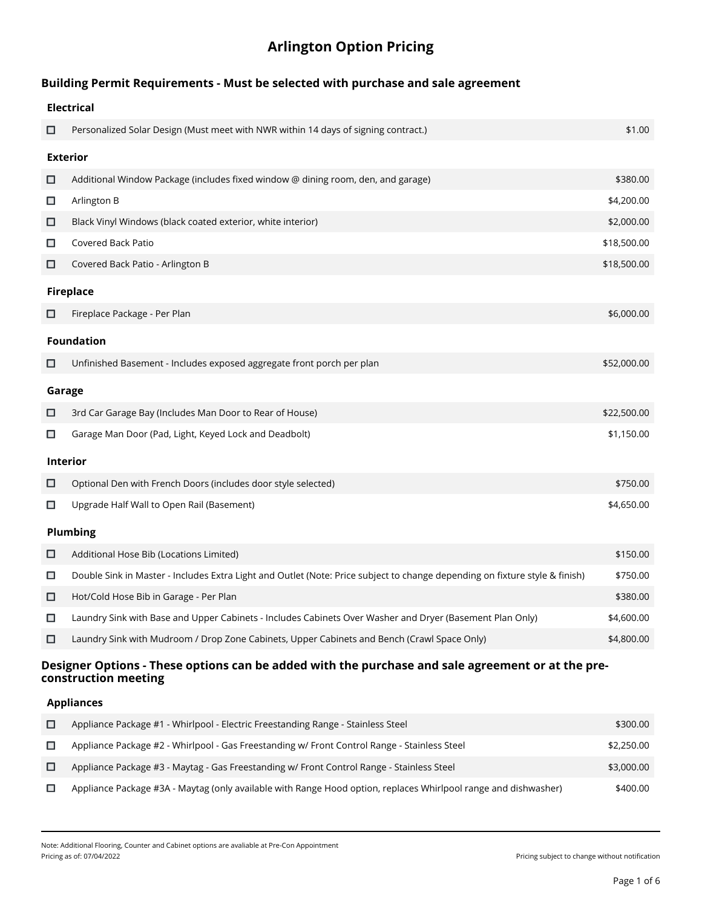# Arlington Option Pricing

## Building Permit Requirements - Must be selected with purchase and sale agreement

### Electrical

| | Option | Price |
|---|---|---|
| ☐ | Personalized Solar Design (Must meet with NWR within 14 days of signing contract.) | $1.00 |

### Exterior

| | Option | Price |
|---|---|---|
| ☐ | Additional Window Package (includes fixed window @ dining room, den, and garage) | $380.00 |
| ☐ | Arlington B | $4,200.00 |
| ☐ | Black Vinyl Windows (black coated exterior, white interior) | $2,000.00 |
| ☐ | Covered Back Patio | $18,500.00 |
| ☐ | Covered Back Patio - Arlington B | $18,500.00 |

### Fireplace

| | Option | Price |
|---|---|---|
| ☐ | Fireplace Package - Per Plan | $6,000.00 |

### Foundation

| | Option | Price |
|---|---|---|
| ☐ | Unfinished Basement - Includes exposed aggregate front porch per plan | $52,000.00 |

### Garage

| | Option | Price |
|---|---|---|
| ☐ | 3rd Car Garage Bay (Includes Man Door to Rear of House) | $22,500.00 |
| ☐ | Garage Man Door (Pad, Light, Keyed Lock and Deadbolt) | $1,150.00 |

### Interior

| | Option | Price |
|---|---|---|
| ☐ | Optional Den with French Doors (includes door style selected) | $750.00 |
| ☐ | Upgrade Half Wall to Open Rail (Basement) | $4,650.00 |

### Plumbing

| | Option | Price |
|---|---|---|
| ☐ | Additional Hose Bib (Locations Limited) | $150.00 |
| ☐ | Double Sink in Master - Includes Extra Light and Outlet (Note: Price subject to change depending on fixture style & finish) | $750.00 |
| ☐ | Hot/Cold Hose Bib in Garage - Per Plan | $380.00 |
| ☐ | Laundry Sink with Base and Upper Cabinets - Includes Cabinets Over Washer and Dryer (Basement Plan Only) | $4,600.00 |
| ☐ | Laundry Sink with Mudroom / Drop Zone Cabinets, Upper Cabinets and Bench (Crawl Space Only) | $4,800.00 |

## Designer Options - These options can be added with the purchase and sale agreement or at the pre-construction meeting

### Appliances

| | Option | Price |
|---|---|---|
| ☐ | Appliance Package #1 - Whirlpool - Electric Freestanding Range - Stainless Steel | $300.00 |
| ☐ | Appliance Package #2 - Whirlpool - Gas Freestanding w/ Front Control Range - Stainless Steel | $2,250.00 |
| ☐ | Appliance Package #3 - Maytag - Gas Freestanding w/ Front Control Range - Stainless Steel | $3,000.00 |
| ☐ | Appliance Package #3A - Maytag (only available with Range Hood option, replaces Whirlpool range and dishwasher) | $400.00 |

Note: Additional Flooring, Counter and Cabinet options are avaliable at Pre-Con Appointment

Pricing as of: 07/04/2022

Pricing subject to change without notification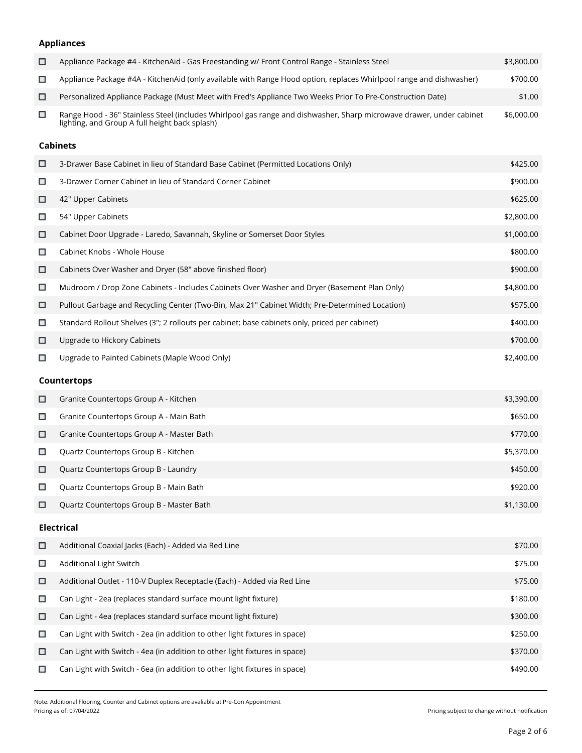### Appliances

| | Option | Price |
|---|---|---|
| ☐ | Appliance Package #4 - KitchenAid - Gas Freestanding w/ Front Control Range - Stainless Steel | $3,800.00 |
| ☐ | Appliance Package #4A - KitchenAid (only available with Range Hood option, replaces Whirlpool range and dishwasher) | $700.00 |
| ☐ | Personalized Appliance Package (Must Meet with Fred's Appliance Two Weeks Prior To Pre-Construction Date) | $1.00 |
| ☐ | Range Hood - 36" Stainless Steel (includes Whirlpool gas range and dishwasher, Sharp microwave drawer, under cabinet lighting, and Group A full height back splash) | $6,000.00 |

### Cabinets

| | Option | Price |
|---|---|---|
| ☐ | 3-Drawer Base Cabinet in lieu of Standard Base Cabinet (Permitted Locations Only) | $425.00 |
| ☐ | 3-Drawer Corner Cabinet in lieu of Standard Corner Cabinet | $900.00 |
| ☐ | 42" Upper Cabinets | $625.00 |
| ☐ | 54" Upper Cabinets | $2,800.00 |
| ☐ | Cabinet Door Upgrade - Laredo, Savannah, Skyline or Somerset Door Styles | $1,000.00 |
| ☐ | Cabinet Knobs - Whole House | $800.00 |
| ☐ | Cabinets Over Washer and Dryer (58" above finished floor) | $900.00 |
| ☐ | Mudroom / Drop Zone Cabinets - Includes Cabinets Over Washer and Dryer (Basement Plan Only) | $4,800.00 |
| ☐ | Pullout Garbage and Recycling Center (Two-Bin, Max 21" Cabinet Width; Pre-Determined Location) | $575.00 |
| ☐ | Standard Rollout Shelves (3"; 2 rollouts per cabinet; base cabinets only, priced per cabinet) | $400.00 |
| ☐ | Upgrade to Hickory Cabinets | $700.00 |
| ☐ | Upgrade to Painted Cabinets (Maple Wood Only) | $2,400.00 |

### Countertops

| | Option | Price |
|---|---|---|
| ☐ | Granite Countertops Group A - Kitchen | $3,390.00 |
| ☐ | Granite Countertops Group A - Main Bath | $650.00 |
| ☐ | Granite Countertops Group A - Master Bath | $770.00 |
| ☐ | Quartz Countertops Group B - Kitchen | $5,370.00 |
| ☐ | Quartz Countertops Group B - Laundry | $450.00 |
| ☐ | Quartz Countertops Group B - Main Bath | $920.00 |
| ☐ | Quartz Countertops Group B - Master Bath | $1,130.00 |

### Electrical

| | Option | Price |
|---|---|---|
| ☐ | Additional Coaxial Jacks (Each) - Added via Red Line | $70.00 |
| ☐ | Additional Light Switch | $75.00 |
| ☐ | Additional Outlet - 110-V Duplex Receptacle (Each) - Added via Red Line | $75.00 |
| ☐ | Can Light - 2ea (replaces standard surface mount light fixture) | $180.00 |
| ☐ | Can Light - 4ea (replaces standard surface mount light fixture) | $300.00 |
| ☐ | Can Light with Switch - 2ea (in addition to other light fixtures in space) | $250.00 |
| ☐ | Can Light with Switch - 4ea (in addition to other light fixtures in space) | $370.00 |
| ☐ | Can Light with Switch - 6ea (in addition to other light fixtures in space) | $490.00 |

Note: Additional Flooring, Counter and Cabinet options are avaliable at Pre-Con Appointment

Pricing as of: 07/04/2022

Pricing subject to change without notification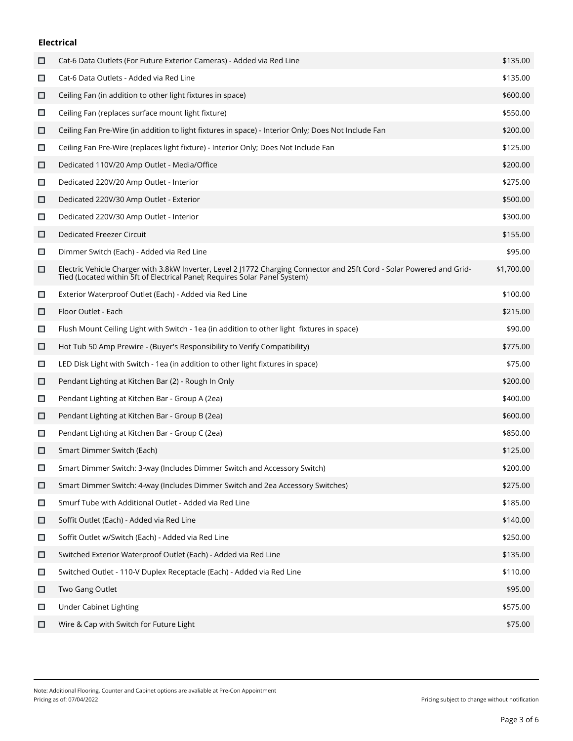### Electrical

| | Item | Price |
|---|---|---|
| ☐ | Cat-6 Data Outlets (For Future Exterior Cameras) - Added via Red Line | $135.00 |
| ☐ | Cat-6 Data Outlets - Added via Red Line | $135.00 |
| ☐ | Ceiling Fan (in addition to other light fixtures in space) | $600.00 |
| ☐ | Ceiling Fan (replaces surface mount light fixture) | $550.00 |
| ☐ | Ceiling Fan Pre-Wire (in addition to light fixtures in space) - Interior Only; Does Not Include Fan | $200.00 |
| ☐ | Ceiling Fan Pre-Wire (replaces light fixture) - Interior Only; Does Not Include Fan | $125.00 |
| ☐ | Dedicated 110V/20 Amp Outlet - Media/Office | $200.00 |
| ☐ | Dedicated 220V/20 Amp Outlet - Interior | $275.00 |
| ☐ | Dedicated 220V/30 Amp Outlet - Exterior | $500.00 |
| ☐ | Dedicated 220V/30 Amp Outlet - Interior | $300.00 |
| ☐ | Dedicated Freezer Circuit | $155.00 |
| ☐ | Dimmer Switch (Each) - Added via Red Line | $95.00 |
| ☐ | Electric Vehicle Charger with 3.8kW Inverter, Level 2 J1772 Charging Connector and 25ft Cord - Solar Powered and Grid-Tied (Located within 5ft of Electrical Panel; Requires Solar Panel System) | $1,700.00 |
| ☐ | Exterior Waterproof Outlet (Each) - Added via Red Line | $100.00 |
| ☐ | Floor Outlet - Each | $215.00 |
| ☐ | Flush Mount Ceiling Light with Switch - 1ea (in addition to other light fixtures in space) | $90.00 |
| ☐ | Hot Tub 50 Amp Prewire - (Buyer's Responsibility to Verify Compatibility) | $775.00 |
| ☐ | LED Disk Light with Switch - 1ea (in addition to other light fixtures in space) | $75.00 |
| ☐ | Pendant Lighting at Kitchen Bar (2) - Rough In Only | $200.00 |
| ☐ | Pendant Lighting at Kitchen Bar - Group A (2ea) | $400.00 |
| ☐ | Pendant Lighting at Kitchen Bar - Group B (2ea) | $600.00 |
| ☐ | Pendant Lighting at Kitchen Bar - Group C (2ea) | $850.00 |
| ☐ | Smart Dimmer Switch (Each) | $125.00 |
| ☐ | Smart Dimmer Switch: 3-way (Includes Dimmer Switch and Accessory Switch) | $200.00 |
| ☐ | Smart Dimmer Switch: 4-way (Includes Dimmer Switch and 2ea Accessory Switches) | $275.00 |
| ☐ | Smurf Tube with Additional Outlet - Added via Red Line | $185.00 |
| ☐ | Soffit Outlet (Each) - Added via Red Line | $140.00 |
| ☐ | Soffit Outlet w/Switch (Each) - Added via Red Line | $250.00 |
| ☐ | Switched Exterior Waterproof Outlet (Each) - Added via Red Line | $135.00 |
| ☐ | Switched Outlet - 110-V Duplex Receptacle (Each) - Added via Red Line | $110.00 |
| ☐ | Two Gang Outlet | $95.00 |
| ☐ | Under Cabinet Lighting | $575.00 |
| ☐ | Wire & Cap with Switch for Future Light | $75.00 |

Note: Additional Flooring, Counter and Cabinet options are avaliable at Pre-Con Appointment
Pricing as of: 07/04/2022

Pricing subject to change without notification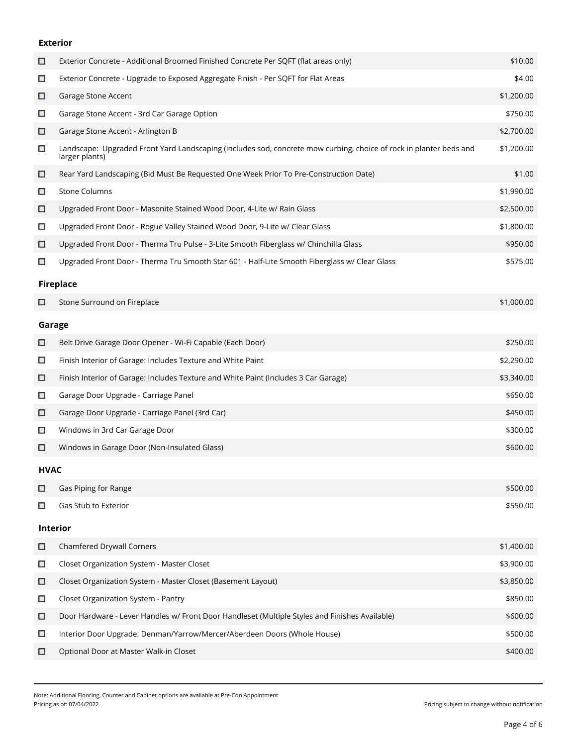### Exterior

| | Item | Price |
|---|---|---|
| ☐ | Exterior Concrete - Additional Broomed Finished Concrete Per SQFT (flat areas only) | $10.00 |
| ☐ | Exterior Concrete - Upgrade to Exposed Aggregate Finish - Per SQFT for Flat Areas | $4.00 |
| ☐ | Garage Stone Accent | $1,200.00 |
| ☐ | Garage Stone Accent - 3rd Car Garage Option | $750.00 |
| ☐ | Garage Stone Accent - Arlington B | $2,700.00 |
| ☐ | Landscape: Upgraded Front Yard Landscaping (includes sod, concrete mow curbing, choice of rock in planter beds and larger plants) | $1,200.00 |
| ☐ | Rear Yard Landscaping (Bid Must Be Requested One Week Prior To Pre-Construction Date) | $1.00 |
| ☐ | Stone Columns | $1,990.00 |
| ☐ | Upgraded Front Door - Masonite Stained Wood Door, 4-Lite w/ Rain Glass | $2,500.00 |
| ☐ | Upgraded Front Door - Rogue Valley Stained Wood Door, 9-Lite w/ Clear Glass | $1,800.00 |
| ☐ | Upgraded Front Door - Therma Tru Pulse - 3-Lite Smooth Fiberglass w/ Chinchilla Glass | $950.00 |
| ☐ | Upgraded Front Door - Therma Tru Smooth Star 601 - Half-Lite Smooth Fiberglass w/ Clear Glass | $575.00 |

### Fireplace

| | Item | Price |
|---|---|---|
| ☐ | Stone Surround on Fireplace | $1,000.00 |

### Garage

| | Item | Price |
|---|---|---|
| ☐ | Belt Drive Garage Door Opener - Wi-Fi Capable (Each Door) | $250.00 |
| ☐ | Finish Interior of Garage: Includes Texture and White Paint | $2,290.00 |
| ☐ | Finish Interior of Garage: Includes Texture and White Paint (Includes 3 Car Garage) | $3,340.00 |
| ☐ | Garage Door Upgrade - Carriage Panel | $650.00 |
| ☐ | Garage Door Upgrade - Carriage Panel (3rd Car) | $450.00 |
| ☐ | Windows in 3rd Car Garage Door | $300.00 |
| ☐ | Windows in Garage Door (Non-Insulated Glass) | $600.00 |

### HVAC

| | Item | Price |
|---|---|---|
| ☐ | Gas Piping for Range | $500.00 |
| ☐ | Gas Stub to Exterior | $550.00 |

### Interior

| | Item | Price |
|---|---|---|
| ☐ | Chamfered Drywall Corners | $1,400.00 |
| ☐ | Closet Organization System - Master Closet | $3,900.00 |
| ☐ | Closet Organization System - Master Closet (Basement Layout) | $3,850.00 |
| ☐ | Closet Organization System - Pantry | $850.00 |
| ☐ | Door Hardware - Lever Handles w/ Front Door Handleset (Multiple Styles and Finishes Available) | $600.00 |
| ☐ | Interior Door Upgrade: Denman/Yarrow/Mercer/Aberdeen Doors (Whole House) | $500.00 |
| ☐ | Optional Door at Master Walk-in Closet | $400.00 |

Note: Additional Flooring, Counter and Cabinet options are avaliable at Pre-Con Appointment
Pricing as of: 07/04/2022

Pricing subject to change without notification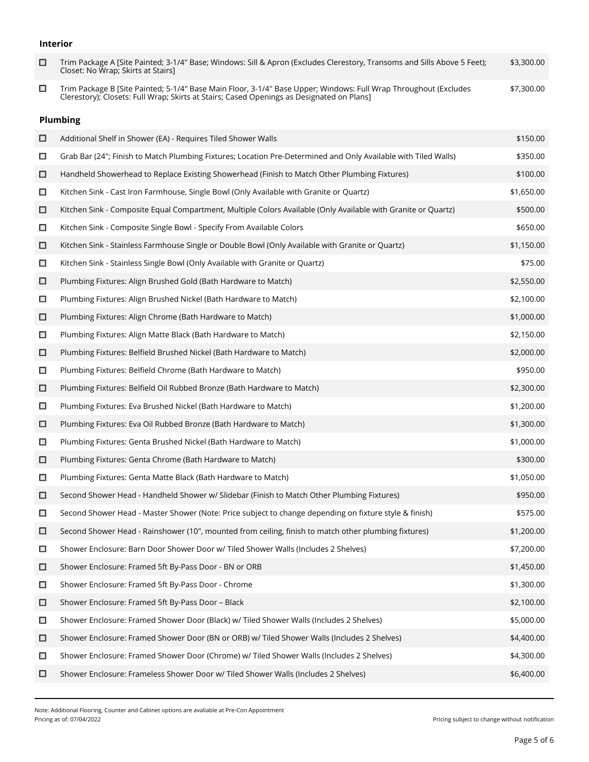### Interior

| | Option | Price |
|---|---|---|
| ☐ | Trim Package A [Site Painted; 3-1/4" Base; Windows: Sill & Apron (Excludes Clerestory, Transoms and Sills Above 5 Feet); Closet: No Wrap; Skirts at Stairs] | $3,300.00 |
| ☐ | Trim Package B [Site Painted; 5-1/4" Base Main Floor, 3-1/4" Base Upper; Windows: Full Wrap Throughout (Excludes Clerestory); Closets: Full Wrap; Skirts at Stairs; Cased Openings as Designated on Plans] | $7,300.00 |

### Plumbing

| | Option | Price |
|---|---|---|
| ☐ | Additional Shelf in Shower (EA) - Requires Tiled Shower Walls | $150.00 |
| ☐ | Grab Bar (24"; Finish to Match Plumbing Fixtures; Location Pre-Determined and Only Available with Tiled Walls) | $350.00 |
| ☐ | Handheld Showerhead to Replace Existing Showerhead (Finish to Match Other Plumbing Fixtures) | $100.00 |
| ☐ | Kitchen Sink - Cast Iron Farmhouse, Single Bowl (Only Available with Granite or Quartz) | $1,650.00 |
| ☐ | Kitchen Sink - Composite Equal Compartment, Multiple Colors Available (Only Available with Granite or Quartz) | $500.00 |
| ☐ | Kitchen Sink - Composite Single Bowl - Specify From Available Colors | $650.00 |
| ☐ | Kitchen Sink - Stainless Farmhouse Single or Double Bowl (Only Available with Granite or Quartz) | $1,150.00 |
| ☐ | Kitchen Sink - Stainless Single Bowl (Only Available with Granite or Quartz) | $75.00 |
| ☐ | Plumbing Fixtures: Align Brushed Gold (Bath Hardware to Match) | $2,550.00 |
| ☐ | Plumbing Fixtures: Align Brushed Nickel (Bath Hardware to Match) | $2,100.00 |
| ☐ | Plumbing Fixtures: Align Chrome (Bath Hardware to Match) | $1,000.00 |
| ☐ | Plumbing Fixtures: Align Matte Black (Bath Hardware to Match) | $2,150.00 |
| ☐ | Plumbing Fixtures: Belfield Brushed Nickel (Bath Hardware to Match) | $2,000.00 |
| ☐ | Plumbing Fixtures: Belfield Chrome (Bath Hardware to Match) | $950.00 |
| ☐ | Plumbing Fixtures: Belfield Oil Rubbed Bronze (Bath Hardware to Match) | $2,300.00 |
| ☐ | Plumbing Fixtures: Eva Brushed Nickel (Bath Hardware to Match) | $1,200.00 |
| ☐ | Plumbing Fixtures: Eva Oil Rubbed Bronze (Bath Hardware to Match) | $1,300.00 |
| ☐ | Plumbing Fixtures: Genta Brushed Nickel (Bath Hardware to Match) | $1,000.00 |
| ☐ | Plumbing Fixtures: Genta Chrome (Bath Hardware to Match) | $300.00 |
| ☐ | Plumbing Fixtures: Genta Matte Black (Bath Hardware to Match) | $1,050.00 |
| ☐ | Second Shower Head - Handheld Shower w/ Slidebar (Finish to Match Other Plumbing Fixtures) | $950.00 |
| ☐ | Second Shower Head - Master Shower (Note: Price subject to change depending on fixture style & finish) | $575.00 |
| ☐ | Second Shower Head - Rainshower (10", mounted from ceiling, finish to match other plumbing fixtures) | $1,200.00 |
| ☐ | Shower Enclosure: Barn Door Shower Door w/ Tiled Shower Walls (Includes 2 Shelves) | $7,200.00 |
| ☐ | Shower Enclosure: Framed 5ft By-Pass Door - BN or ORB | $1,450.00 |
| ☐ | Shower Enclosure: Framed 5ft By-Pass Door - Chrome | $1,300.00 |
| ☐ | Shower Enclosure: Framed 5ft By-Pass Door – Black | $2,100.00 |
| ☐ | Shower Enclosure: Framed Shower Door (Black) w/ Tiled Shower Walls (Includes 2 Shelves) | $5,000.00 |
| ☐ | Shower Enclosure: Framed Shower Door (BN or ORB) w/ Tiled Shower Walls (Includes 2 Shelves) | $4,400.00 |
| ☐ | Shower Enclosure: Framed Shower Door (Chrome) w/ Tiled Shower Walls (Includes 2 Shelves) | $4,300.00 |
| ☐ | Shower Enclosure: Frameless Shower Door w/ Tiled Shower Walls (Includes 2 Shelves) | $6,400.00 |

Note: Additional Flooring, Counter and Cabinet options are avaliable at Pre-Con Appointment

Pricing as of: 07/04/2022

Pricing subject to change without notification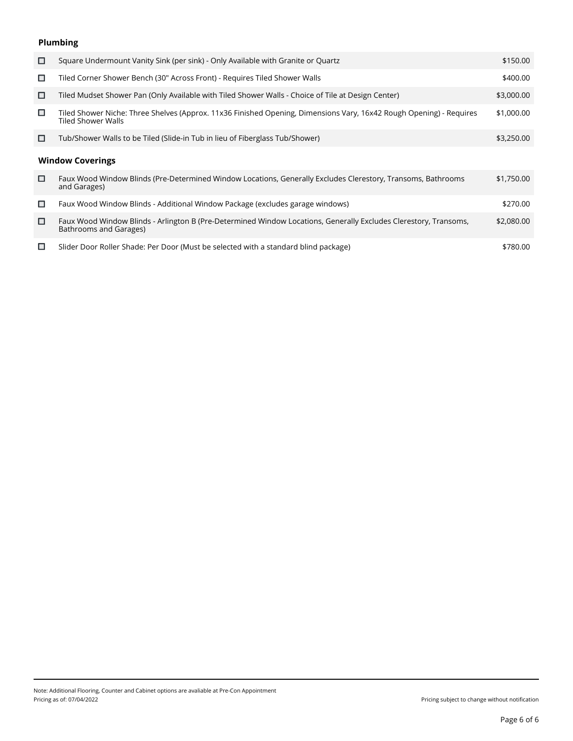### Plumbing

| | | |
|---|---|---|
| ☐ | Square Undermount Vanity Sink (per sink) - Only Available with Granite or Quartz | $150.00 |
| ☐ | Tiled Corner Shower Bench (30" Across Front) - Requires Tiled Shower Walls | $400.00 |
| ☐ | Tiled Mudset Shower Pan (Only Available with Tiled Shower Walls - Choice of Tile at Design Center) | $3,000.00 |
| ☐ | Tiled Shower Niche: Three Shelves (Approx. 11x36 Finished Opening, Dimensions Vary, 16x42 Rough Opening) - Requires Tiled Shower Walls | $1,000.00 |
| ☐ | Tub/Shower Walls to be Tiled (Slide-in Tub in lieu of Fiberglass Tub/Shower) | $3,250.00 |

### Window Coverings

| | | |
|---|---|---|
| ☐ | Faux Wood Window Blinds (Pre-Determined Window Locations, Generally Excludes Clerestory, Transoms, Bathrooms and Garages) | $1,750.00 |
| ☐ | Faux Wood Window Blinds - Additional Window Package (excludes garage windows) | $270.00 |
| ☐ | Faux Wood Window Blinds - Arlington B (Pre-Determined Window Locations, Generally Excludes Clerestory, Transoms, Bathrooms and Garages) | $2,080.00 |
| ☐ | Slider Door Roller Shade: Per Door (Must be selected with a standard blind package) | $780.00 |

Note: Additional Flooring, Counter and Cabinet options are avaliable at Pre-Con Appointment
Pricing as of: 07/04/2022

Pricing subject to change without notification